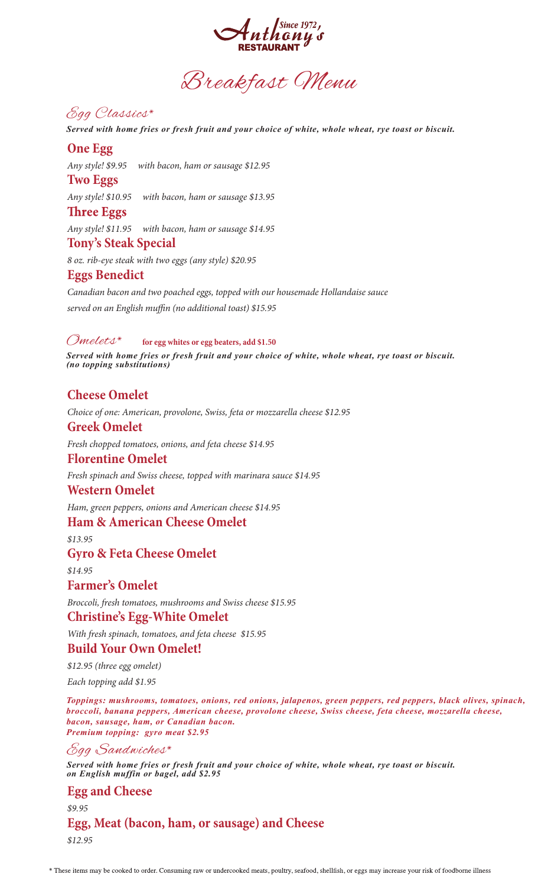# Anthony's Restaurant

Since 1972

# Breakfast Menu

## Egg Classics*

***Served with home fries or fresh fruit and your choice of white, whole wheat, rye toast or biscuit.***

### One Egg

*Any style! $9.95 with bacon, ham or sausage $12.95*

### Two Eggs

*Any style! $10.95 with bacon, ham or sausage $13.95*

### Three Eggs

*Any style! $11.95 with bacon, ham or sausage $14.95*

### Tony's Steak Special

*8 oz. rib-eye steak with two eggs (any style) $20.95*

### Eggs Benedict

*Canadian bacon and two poached eggs, topped with our housemade Hollandaise sauce served on an English muffin (no additional toast) $15.95*

## Omelets*

**for egg whites or egg beaters, add $1.50**

***Served with home fries or fresh fruit and your choice of white, whole wheat, rye toast or biscuit. (no topping substitutions)***

### Cheese Omelet

*Choice of one: American, provolone, Swiss, feta or mozzarella cheese $12.95*

### Greek Omelet

*Fresh chopped tomatoes, onions, and feta cheese $14.95*

### Florentine Omelet

*Fresh spinach and Swiss cheese, topped with marinara sauce $14.95*

### Western Omelet

*Ham, green peppers, onions and American cheese $14.95*

### Ham & American Cheese Omelet

*$13.95*

### Gyro & Feta Cheese Omelet

*$14.95*

### Farmer's Omelet

*Broccoli, fresh tomatoes, mushrooms and Swiss cheese $15.95*

### Christine's Egg-White Omelet

*With fresh spinach, tomatoes, and feta cheese $15.95*

### Build Your Own Omelet!

*$12.95 (three egg omelet)*

*Each topping add $1.95*

***Toppings: mushrooms, tomatoes, onions, red onions, jalapenos, green peppers, red peppers, black olives, spinach, broccoli, banana peppers, American cheese, provolone cheese, Swiss cheese, feta cheese, mozzarella cheese, bacon, sausage, ham, or Canadian bacon.***
***Premium topping: gyro meat $2.95***

## Egg Sandwiches*

***Served with home fries or fresh fruit and your choice of white, whole wheat, rye toast or biscuit. on English muffin or bagel, add $2.95***

### Egg and Cheese

*$9.95*

### Egg, Meat (bacon, ham, or sausage) and Cheese

*$12.95*

\* These items may be cooked to order. Consuming raw or undercooked meats, poultry, seafood, shellfish, or eggs may increase your risk of foodborne illness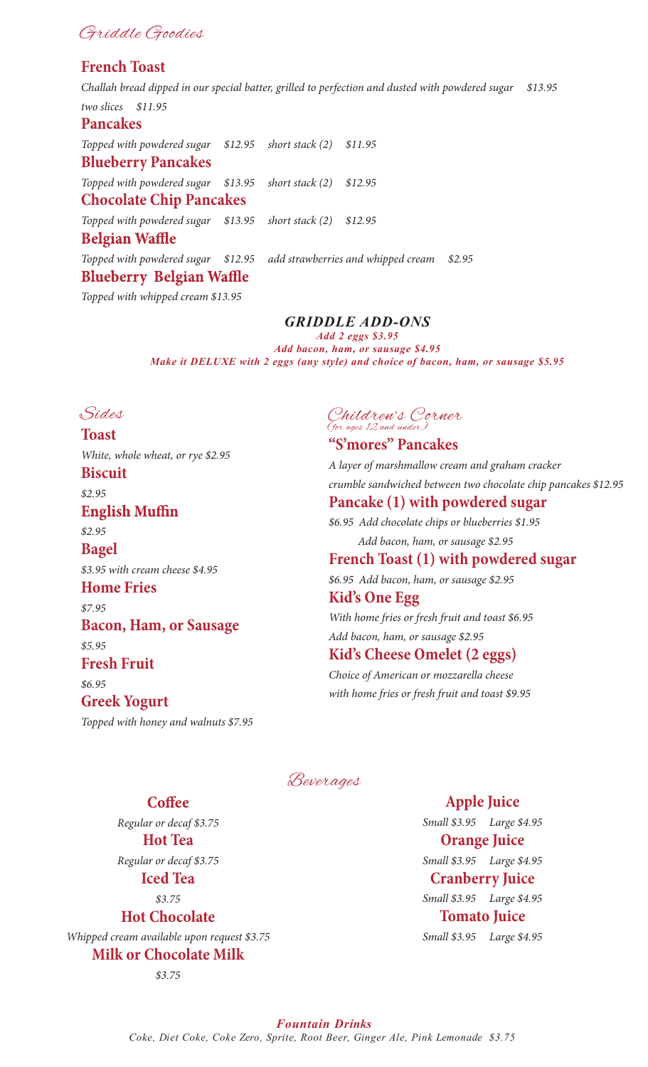## Griddle Goodies

### French Toast

*Challah bread dipped in our special batter, grilled to perfection and dusted with powdered sugar $13.95*

*two slices $11.95*

### Pancakes

*Topped with powdered sugar $12.95 short stack (2) $11.95*

### Blueberry Pancakes

*Topped with powdered sugar $13.95 short stack (2) $12.95*

### Chocolate Chip Pancakes

*Topped with powdered sugar $13.95 short stack (2) $12.95*

### Belgian Waffle

*Topped with powdered sugar $12.95 add strawberries and whipped cream $2.95*

### Blueberry Belgian Waffle

*Topped with whipped cream $13.95*

### GRIDDLE ADD-ONS

*Add 2 eggs $3.95*

*Add bacon, ham, or sausage $4.95*

*Make it DELUXE with 2 eggs (any style) and choice of bacon, ham, or sausage $5.95*

## Sides

### Toast

*White, whole wheat, or rye $2.95*

### Biscuit

*$2.95*

### English Muffin

*$2.95*

### Bagel

*$3.95 with cream cheese $4.95*

### Home Fries

*$7.95*

### Bacon, Ham, or Sausage

*$5.95*

### Fresh Fruit

*$6.95*

### Greek Yogurt

*Topped with honey and walnuts $7.95*

## Children's Corner

*(for ages 12 and under)*

### "S'mores" Pancakes

*A layer of marshmallow cream and graham cracker crumble sandwiched between two chocolate chip pancakes $12.95*

### Pancake (1) with powdered sugar

*$6.95 Add chocolate chips or blueberries $1.95*

*Add bacon, ham, or sausage $2.95*

### French Toast (1) with powdered sugar

*$6.95 Add bacon, ham, or sausage $2.95*

### Kid's One Egg

*With home fries or fresh fruit and toast $6.95*

*Add bacon, ham, or sausage $2.95*

### Kid's Cheese Omelet (2 eggs)

*Choice of American or mozzarella cheese with home fries or fresh fruit and toast $9.95*

## Beverages

### Coffee

*Regular or decaf $3.75*

### Hot Tea

*Regular or decaf $3.75*

### Iced Tea

*$3.75*

### Hot Chocolate

*Whipped cream available upon request $3.75*

### Milk or Chocolate Milk

*$3.75*

### Apple Juice

*Small $3.95 Large $4.95*

### Orange Juice

*Small $3.95 Large $4.95*

### Cranberry Juice

*Small $3.95 Large $4.95*

### Tomato Juice

*Small $3.95 Large $4.95*

### Fountain Drinks

*Coke, Diet Coke, Coke Zero, Sprite, Root Beer, Ginger Ale, Pink Lemonade $3.75*